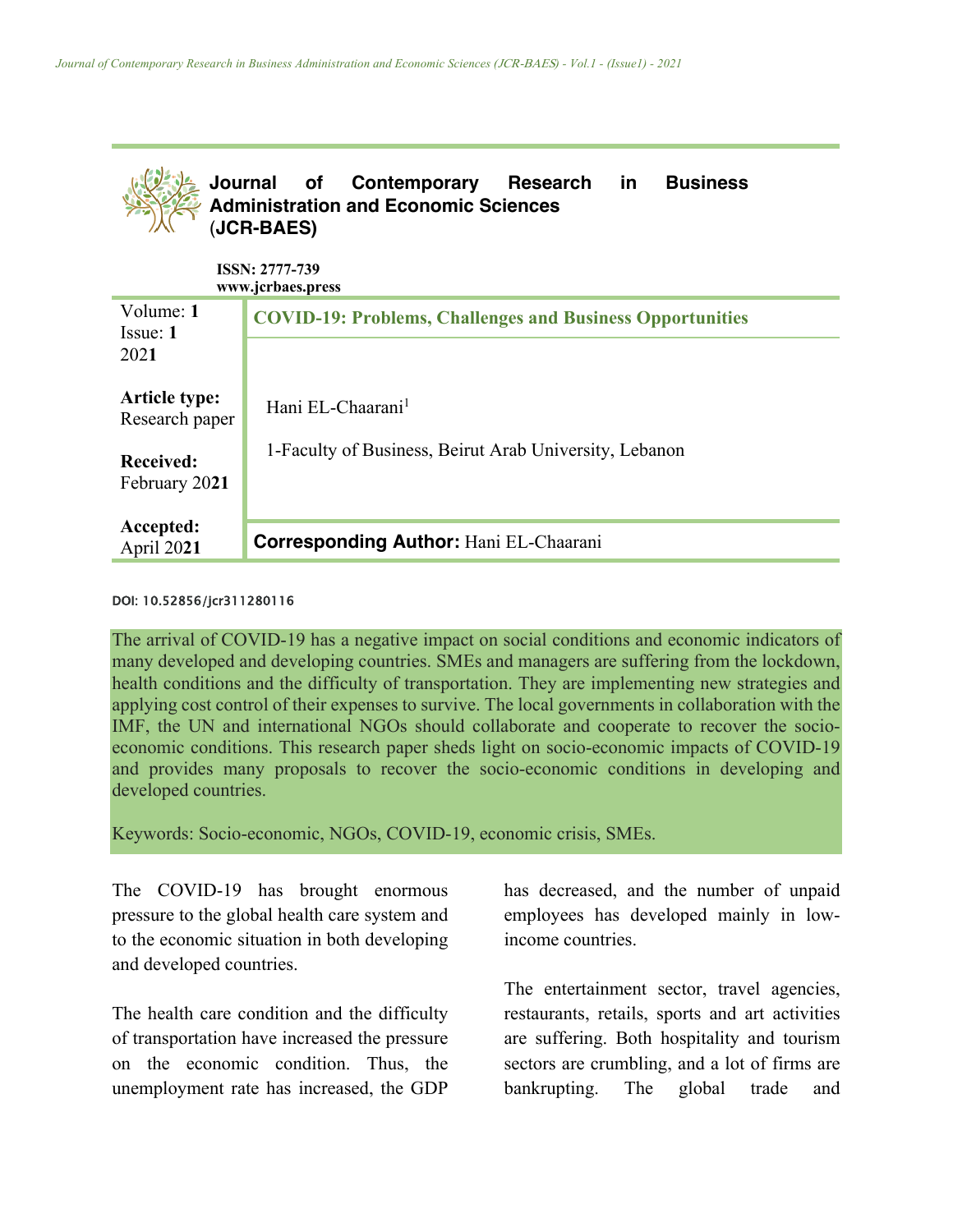**Journal of Contemporary Research in Business Administration and Economic Sciences (JCR-BAES)**

**ISSN: 2777-739**
**www.jcrbaes.press**

| Volume: **1** Issue: **1** 202**1** | **COVID-19: Problems, Challenges and Business Opportunities** |
|---|---|
| **Article type:** Research paper | Hani EL-Chaarani[1] |
| **Received:** February 20**21** | 1-Faculty of Business, Beirut Arab University, Lebanon |
| **Accepted:** April 20**21** | **Corresponding Author:** Hani EL-Chaarani |

DOI: 10.52856/jcr311280116

The arrival of COVID-19 has a negative impact on social conditions and economic indicators of many developed and developing countries. SMEs and managers are suffering from the lockdown, health conditions and the difficulty of transportation. They are implementing new strategies and applying cost control of their expenses to survive. The local governments in collaboration with the IMF, the UN and international NGOs should collaborate and cooperate to recover the socio-economic conditions. This research paper sheds light on socio-economic impacts of COVID-19 and provides many proposals to recover the socio-economic conditions in developing and developed countries.

Keywords: Socio-economic, NGOs, COVID-19, economic crisis, SMEs.

The COVID-19 has brought enormous pressure to the global health care system and to the economic situation in both developing and developed countries.

The health care condition and the difficulty of transportation have increased the pressure on the economic condition. Thus, the unemployment rate has increased, the GDP has decreased, and the number of unpaid employees has developed mainly in low-income countries.

The entertainment sector, travel agencies, restaurants, retails, sports and art activities are suffering. Both hospitality and tourism sectors are crumbling, and a lot of firms are bankrupting. The global trade and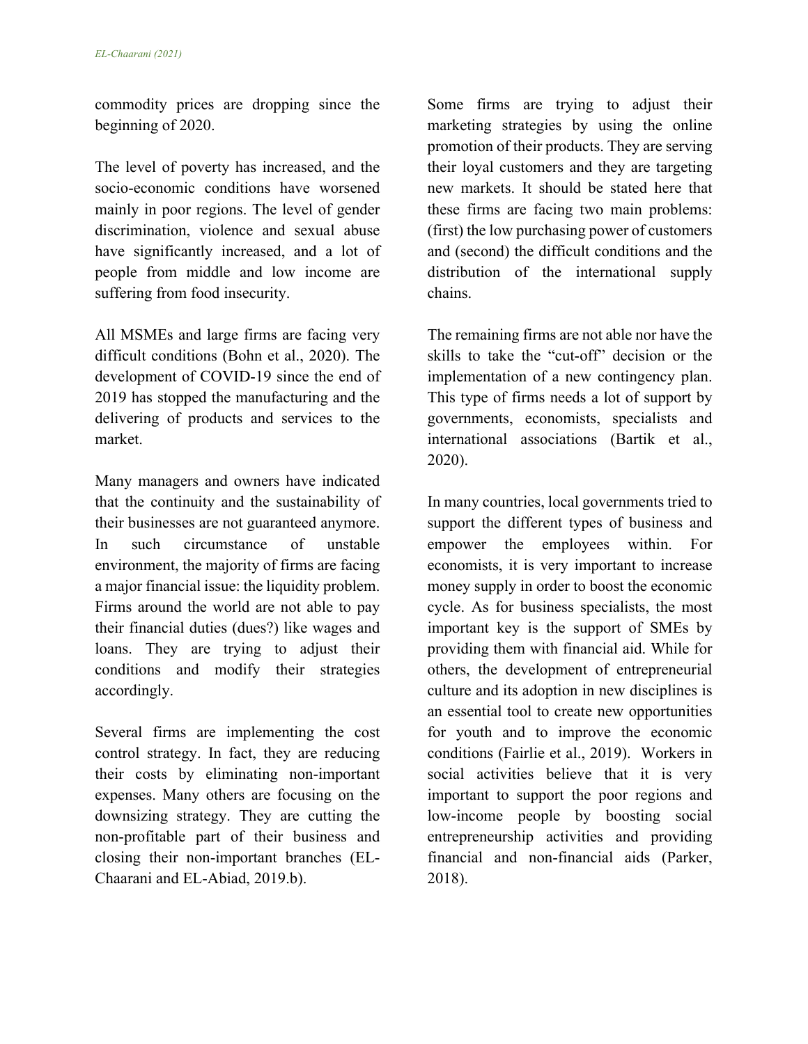commodity prices are dropping since the beginning of 2020.

The level of poverty has increased, and the socio-economic conditions have worsened mainly in poor regions. The level of gender discrimination, violence and sexual abuse have significantly increased, and a lot of people from middle and low income are suffering from food insecurity.

All MSMEs and large firms are facing very difficult conditions (Bohn et al., 2020). The development of COVID-19 since the end of 2019 has stopped the manufacturing and the delivering of products and services to the market.

Many managers and owners have indicated that the continuity and the sustainability of their businesses are not guaranteed anymore. In such circumstance of unstable environment, the majority of firms are facing a major financial issue: the liquidity problem. Firms around the world are not able to pay their financial duties (dues?) like wages and loans. They are trying to adjust their conditions and modify their strategies accordingly.

Several firms are implementing the cost control strategy. In fact, they are reducing their costs by eliminating non-important expenses. Many others are focusing on the downsizing strategy. They are cutting the non-profitable part of their business and closing their non-important branches (EL-Chaarani and EL-Abiad, 2019.b).

Some firms are trying to adjust their marketing strategies by using the online promotion of their products. They are serving their loyal customers and they are targeting new markets. It should be stated here that these firms are facing two main problems: (first) the low purchasing power of customers and (second) the difficult conditions and the distribution of the international supply chains.

The remaining firms are not able nor have the skills to take the "cut-off" decision or the implementation of a new contingency plan. This type of firms needs a lot of support by governments, economists, specialists and international associations (Bartik et al., 2020).

In many countries, local governments tried to support the different types of business and empower the employees within. For economists, it is very important to increase money supply in order to boost the economic cycle. As for business specialists, the most important key is the support of SMEs by providing them with financial aid. While for others, the development of entrepreneurial culture and its adoption in new disciplines is an essential tool to create new opportunities for youth and to improve the economic conditions (Fairlie et al., 2019). Workers in social activities believe that it is very important to support the poor regions and low-income people by boosting social entrepreneurship activities and providing financial and non-financial aids (Parker, 2018).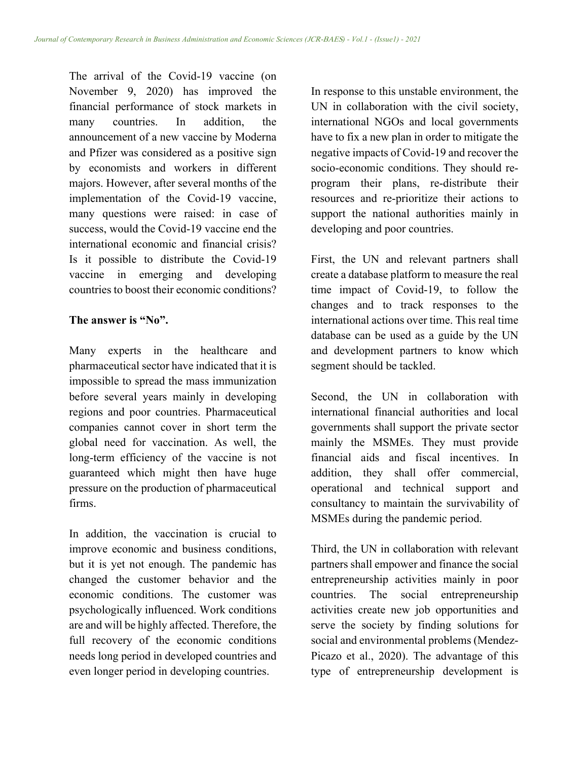The arrival of the Covid-19 vaccine (on November 9, 2020) has improved the financial performance of stock markets in many countries. In addition, the announcement of a new vaccine by Moderna and Pfizer was considered as a positive sign by economists and workers in different majors. However, after several months of the implementation of the Covid-19 vaccine, many questions were raised: in case of success, would the Covid-19 vaccine end the international economic and financial crisis? Is it possible to distribute the Covid-19 vaccine in emerging and developing countries to boost their economic conditions?

**The answer is "No".**

Many experts in the healthcare and pharmaceutical sector have indicated that it is impossible to spread the mass immunization before several years mainly in developing regions and poor countries. Pharmaceutical companies cannot cover in short term the global need for vaccination. As well, the long-term efficiency of the vaccine is not guaranteed which might then have huge pressure on the production of pharmaceutical firms.

In addition, the vaccination is crucial to improve economic and business conditions, but it is yet not enough. The pandemic has changed the customer behavior and the economic conditions. The customer was psychologically influenced. Work conditions are and will be highly affected. Therefore, the full recovery of the economic conditions needs long period in developed countries and even longer period in developing countries.

In response to this unstable environment, the UN in collaboration with the civil society, international NGOs and local governments have to fix a new plan in order to mitigate the negative impacts of Covid-19 and recover the socio-economic conditions. They should re-program their plans, re-distribute their resources and re-prioritize their actions to support the national authorities mainly in developing and poor countries.

First, the UN and relevant partners shall create a database platform to measure the real time impact of Covid-19, to follow the changes and to track responses to the international actions over time. This real time database can be used as a guide by the UN and development partners to know which segment should be tackled.

Second, the UN in collaboration with international financial authorities and local governments shall support the private sector mainly the MSMEs. They must provide financial aids and fiscal incentives. In addition, they shall offer commercial, operational and technical support and consultancy to maintain the survivability of MSMEs during the pandemic period.

Third, the UN in collaboration with relevant partners shall empower and finance the social entrepreneurship activities mainly in poor countries. The social entrepreneurship activities create new job opportunities and serve the society by finding solutions for social and environmental problems (Mendez-Picazo et al., 2020). The advantage of this type of entrepreneurship development is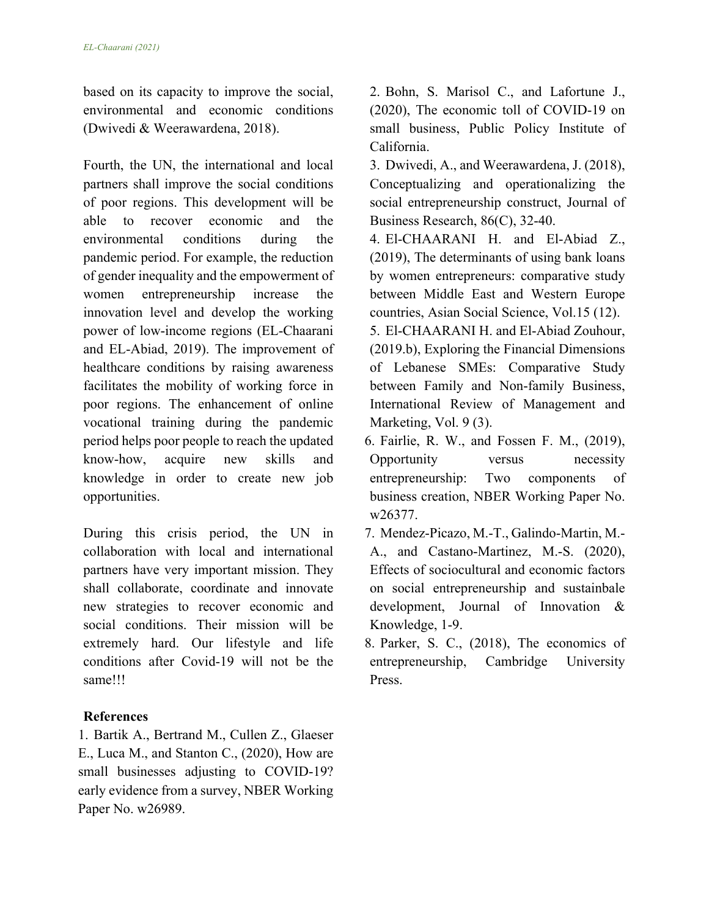based on its capacity to improve the social, environmental and economic conditions (Dwivedi & Weerawardena, 2018).

Fourth, the UN, the international and local partners shall improve the social conditions of poor regions. This development will be able to recover economic and the environmental conditions during the pandemic period. For example, the reduction of gender inequality and the empowerment of women entrepreneurship increase the innovation level and develop the working power of low-income regions (EL-Chaarani and EL-Abiad, 2019). The improvement of healthcare conditions by raising awareness facilitates the mobility of working force in poor regions. The enhancement of online vocational training during the pandemic period helps poor people to reach the updated know-how, acquire new skills and knowledge in order to create new job opportunities.

During this crisis period, the UN in collaboration with local and international partners have very important mission. They shall collaborate, coordinate and innovate new strategies to recover economic and social conditions. Their mission will be extremely hard. Our lifestyle and life conditions after Covid-19 will not be the same!!!

**References**

1. Bartik A., Bertrand M., Cullen Z., Glaeser E., Luca M., and Stanton C., (2020), How are small businesses adjusting to COVID-19? early evidence from a survey, NBER Working Paper No. w26989.
2. Bohn, S. Marisol C., and Lafortune J., (2020), The economic toll of COVID-19 on small business, Public Policy Institute of California.
3. Dwivedi, A., and Weerawardena, J. (2018), Conceptualizing and operationalizing the social entrepreneurship construct, Journal of Business Research, 86(C), 32-40.
4. El-CHAARANI H. and El-Abiad Z., (2019), The determinants of using bank loans by women entrepreneurs: comparative study between Middle East and Western Europe countries, Asian Social Science, Vol.15 (12).
5. El-CHAARANI H. and El-Abiad Zouhour, (2019.b), Exploring the Financial Dimensions of Lebanese SMEs: Comparative Study between Family and Non-family Business, International Review of Management and Marketing, Vol. 9 (3).
6. Fairlie, R. W., and Fossen F. M., (2019), Opportunity versus necessity entrepreneurship: Two components of business creation, NBER Working Paper No. w26377.
7. Mendez-Picazo, M.-T., Galindo-Martin, M.-A., and Castano-Martinez, M.-S. (2020), Effects of sociocultural and economic factors on social entrepreneurship and sustainbale development, Journal of Innovation & Knowledge, 1-9.
8. Parker, S. C., (2018), The economics of entrepreneurship, Cambridge University Press.